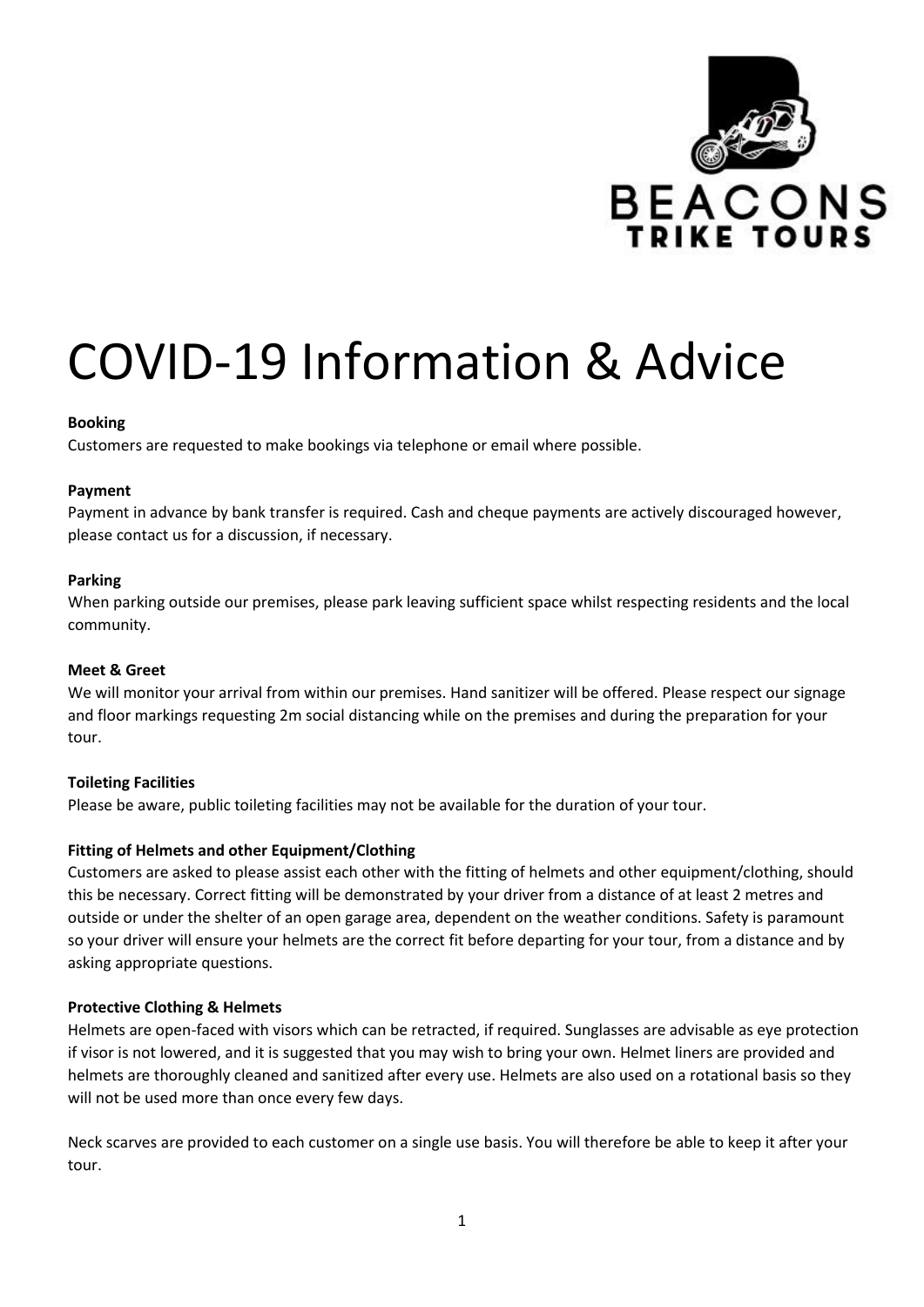# COVID-19 Information & Advice

**Booking**
Customers are requested to make bookings via telephone or email where possible.

**Payment**
Payment in advance by bank transfer is required. Cash and cheque payments are actively discouraged however, please contact us for a discussion, if necessary.

**Parking**
When parking outside our premises, please park leaving sufficient space whilst respecting residents and the local community.

**Meet & Greet**
We will monitor your arrival from within our premises. Hand sanitizer will be offered. Please respect our signage and floor markings requesting 2m social distancing while on the premises and during the preparation for your tour.

**Toileting Facilities**
Please be aware, public toileting facilities may not be available for the duration of your tour.

**Fitting of Helmets and other Equipment/Clothing**
Customers are asked to please assist each other with the fitting of helmets and other equipment/clothing, should this be necessary. Correct fitting will be demonstrated by your driver from a distance of at least 2 metres and outside or under the shelter of an open garage area, dependent on the weather conditions. Safety is paramount so your driver will ensure your helmets are the correct fit before departing for your tour, from a distance and by asking appropriate questions.

**Protective Clothing & Helmets**
Helmets are open-faced with visors which can be retracted, if required. Sunglasses are advisable as eye protection if visor is not lowered, and it is suggested that you may wish to bring your own. Helmet liners are provided and helmets are thoroughly cleaned and sanitized after every use. Helmets are also used on a rotational basis so they will not be used more than once every few days.

Neck scarves are provided to each customer on a single use basis. You will therefore be able to keep it after your tour.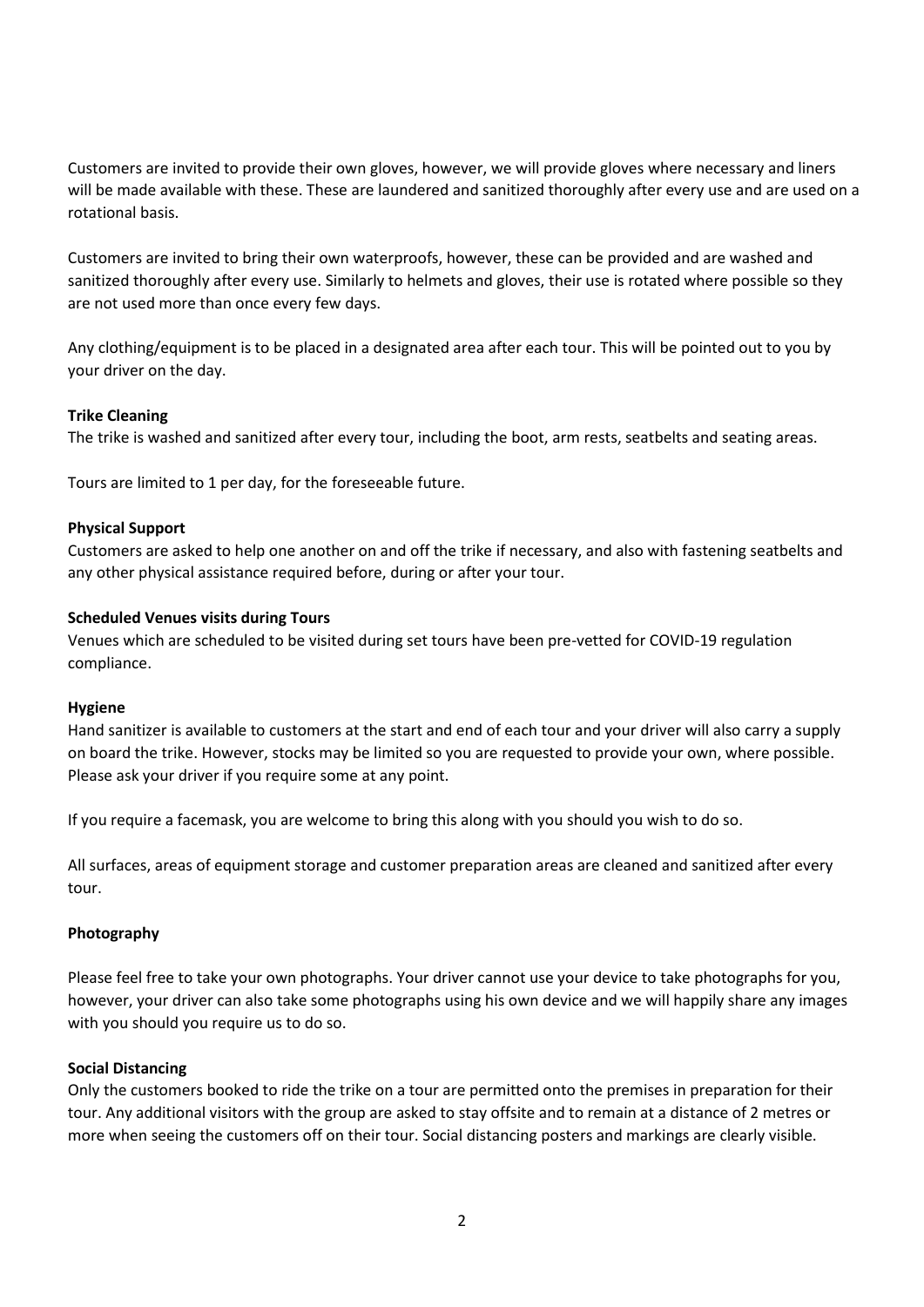Customers are invited to provide their own gloves, however, we will provide gloves where necessary and liners will be made available with these. These are laundered and sanitized thoroughly after every use and are used on a rotational basis.

Customers are invited to bring their own waterproofs, however, these can be provided and are washed and sanitized thoroughly after every use. Similarly to helmets and gloves, their use is rotated where possible so they are not used more than once every few days.

Any clothing/equipment is to be placed in a designated area after each tour. This will be pointed out to you by your driver on the day.

**Trike Cleaning**

The trike is washed and sanitized after every tour, including the boot, arm rests, seatbelts and seating areas.

Tours are limited to 1 per day, for the foreseeable future.

**Physical Support**

Customers are asked to help one another on and off the trike if necessary, and also with fastening seatbelts and any other physical assistance required before, during or after your tour.

**Scheduled Venues visits during Tours**

Venues which are scheduled to be visited during set tours have been pre-vetted for COVID-19 regulation compliance.

**Hygiene**

Hand sanitizer is available to customers at the start and end of each tour and your driver will also carry a supply on board the trike. However, stocks may be limited so you are requested to provide your own, where possible. Please ask your driver if you require some at any point.

If you require a facemask, you are welcome to bring this along with you should you wish to do so.

All surfaces, areas of equipment storage and customer preparation areas are cleaned and sanitized after every tour.

**Photography**

Please feel free to take your own photographs. Your driver cannot use your device to take photographs for you, however, your driver can also take some photographs using his own device and we will happily share any images with you should you require us to do so.

**Social Distancing**

Only the customers booked to ride the trike on a tour are permitted onto the premises in preparation for their tour. Any additional visitors with the group are asked to stay offsite and to remain at a distance of 2 metres or more when seeing the customers off on their tour. Social distancing posters and markings are clearly visible.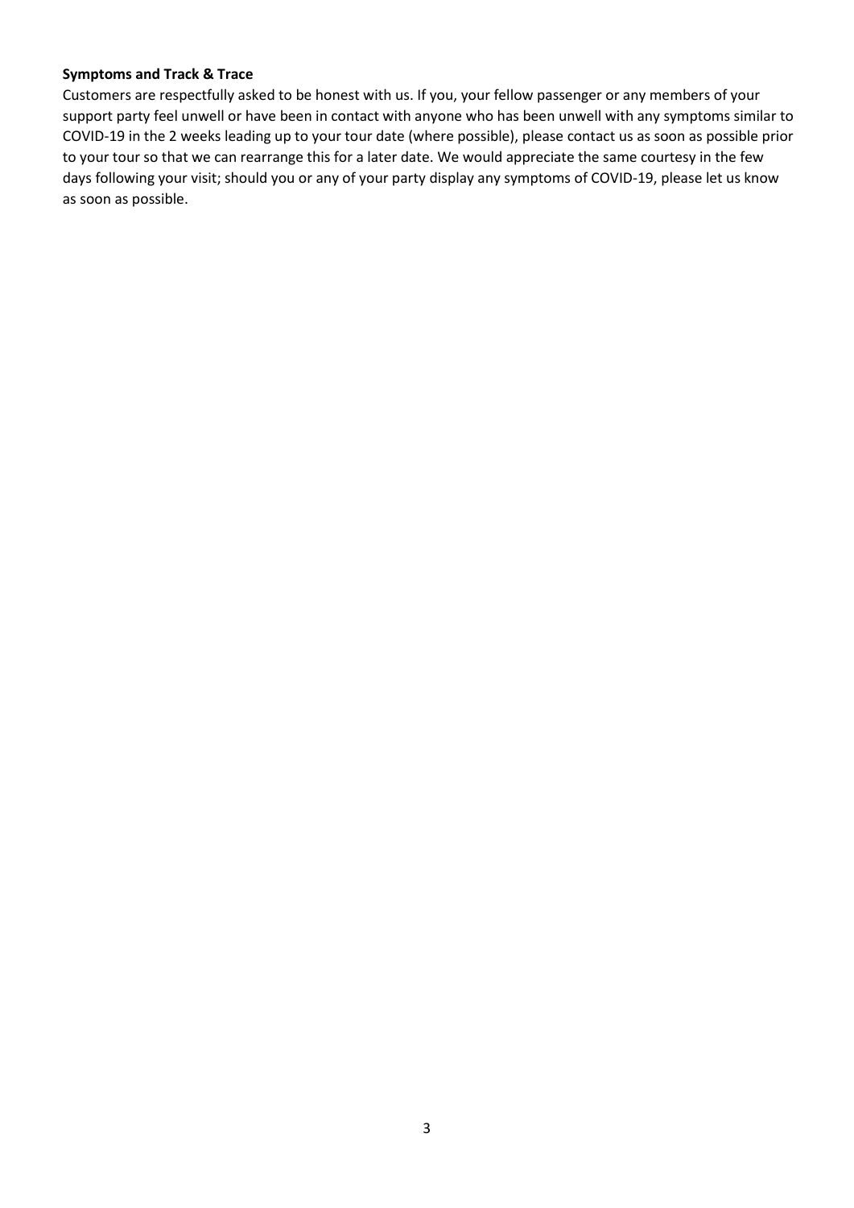**Symptoms and Track & Trace**

Customers are respectfully asked to be honest with us. If you, your fellow passenger or any members of your support party feel unwell or have been in contact with anyone who has been unwell with any symptoms similar to COVID-19 in the 2 weeks leading up to your tour date (where possible), please contact us as soon as possible prior to your tour so that we can rearrange this for a later date. We would appreciate the same courtesy in the few days following your visit; should you or any of your party display any symptoms of COVID-19, please let us know as soon as possible.